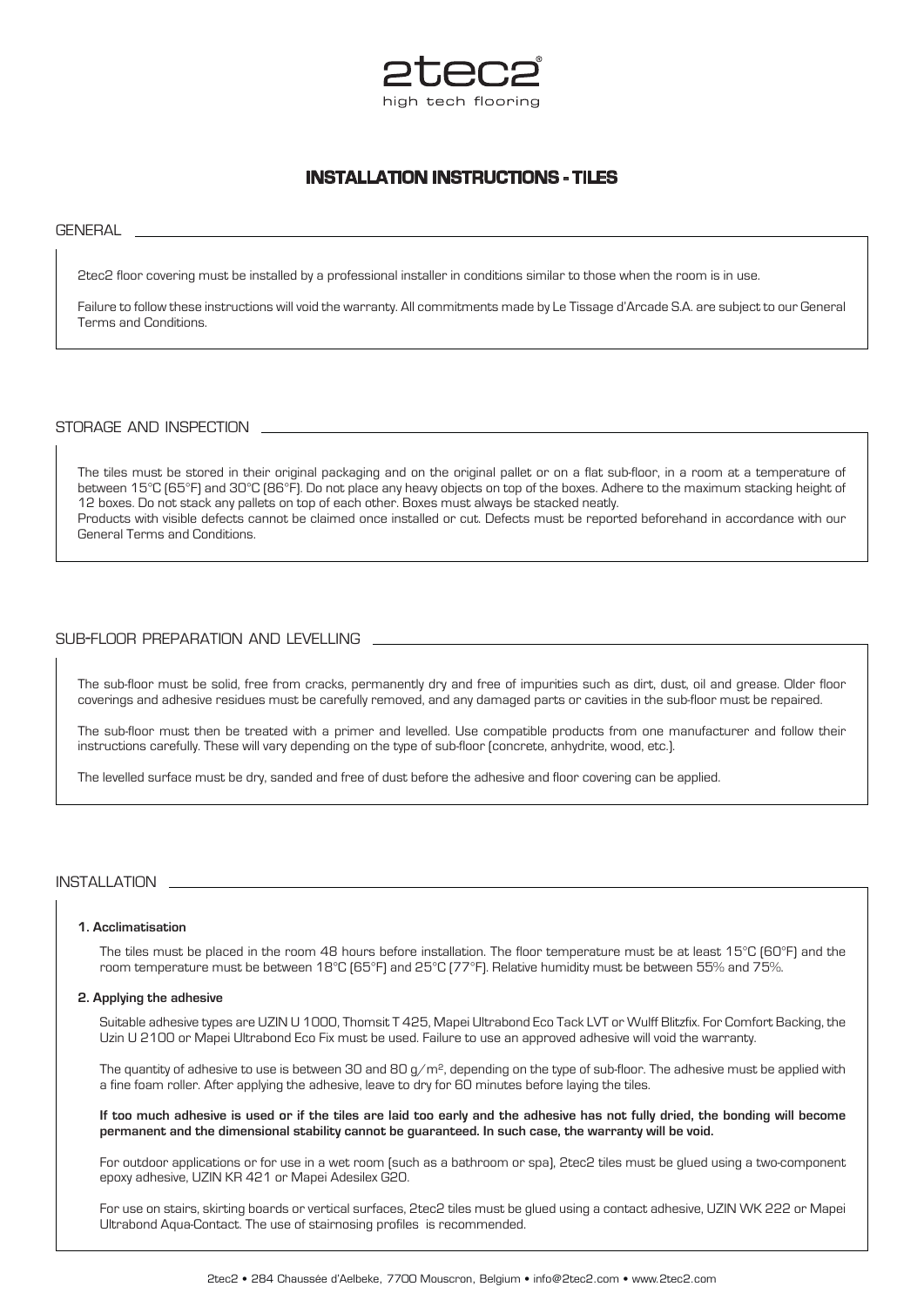2tec2®
high tech flooring

# INSTALLATION INSTRUCTIONS - TILES

## GENERAL

2tec2 floor covering must be installed by a professional installer in conditions similar to those when the room is in use.

Failure to follow these instructions will void the warranty. All commitments made by Le Tissage d'Arcade S.A. are subject to our General Terms and Conditions.

## STORAGE AND INSPECTION

The tiles must be stored in their original packaging and on the original pallet or on a flat sub-floor, in a room at a temperature of between 15°C (65°F) and 30°C (86°F). Do not place any heavy objects on top of the boxes. Adhere to the maximum stacking height of 12 boxes. Do not stack any pallets on top of each other. Boxes must always be stacked neatly.
Products with visible defects cannot be claimed once installed or cut. Defects must be reported beforehand in accordance with our General Terms and Conditions.

## SUB-FLOOR PREPARATION AND LEVELLING

The sub-floor must be solid, free from cracks, permanently dry and free of impurities such as dirt, dust, oil and grease. Older floor coverings and adhesive residues must be carefully removed, and any damaged parts or cavities in the sub-floor must be repaired.

The sub-floor must then be treated with a primer and levelled. Use compatible products from one manufacturer and follow their instructions carefully. These will vary depending on the type of sub-floor (concrete, anhydrite, wood, etc.).

The levelled surface must be dry, sanded and free of dust before the adhesive and floor covering can be applied.

## INSTALLATION

**1. Acclimatisation**

The tiles must be placed in the room 48 hours before installation. The floor temperature must be at least 15°C (60°F) and the room temperature must be between 18°C (65°F) and 25°C (77°F). Relative humidity must be between 55% and 75%.

**2. Applying the adhesive**

Suitable adhesive types are UZIN U 1000, Thomsit T 425, Mapei Ultrabond Eco Tack LVT or Wulff Blitzfix. For Comfort Backing, the Uzin U 2100 or Mapei Ultrabond Eco Fix must be used. Failure to use an approved adhesive will void the warranty.

The quantity of adhesive to use is between 30 and 80 g/m², depending on the type of sub-floor. The adhesive must be applied with a fine foam roller. After applying the adhesive, leave to dry for 60 minutes before laying the tiles.

**If too much adhesive is used or if the tiles are laid too early and the adhesive has not fully dried, the bonding will become permanent and the dimensional stability cannot be guaranteed. In such case, the warranty will be void.**

For outdoor applications or for use in a wet room (such as a bathroom or spa), 2tec2 tiles must be glued using a two-component epoxy adhesive, UZIN KR 421 or Mapei Adesilex G20.

For use on stairs, skirting boards or vertical surfaces, 2tec2 tiles must be glued using a contact adhesive, UZIN WK 222 or Mapei Ultrabond Aqua-Contact. The use of stairnosing profiles is recommended.

2tec2 • 284 Chaussée d'Aelbeke, 7700 Mouscron, Belgium • info@2tec2.com • www.2tec2.com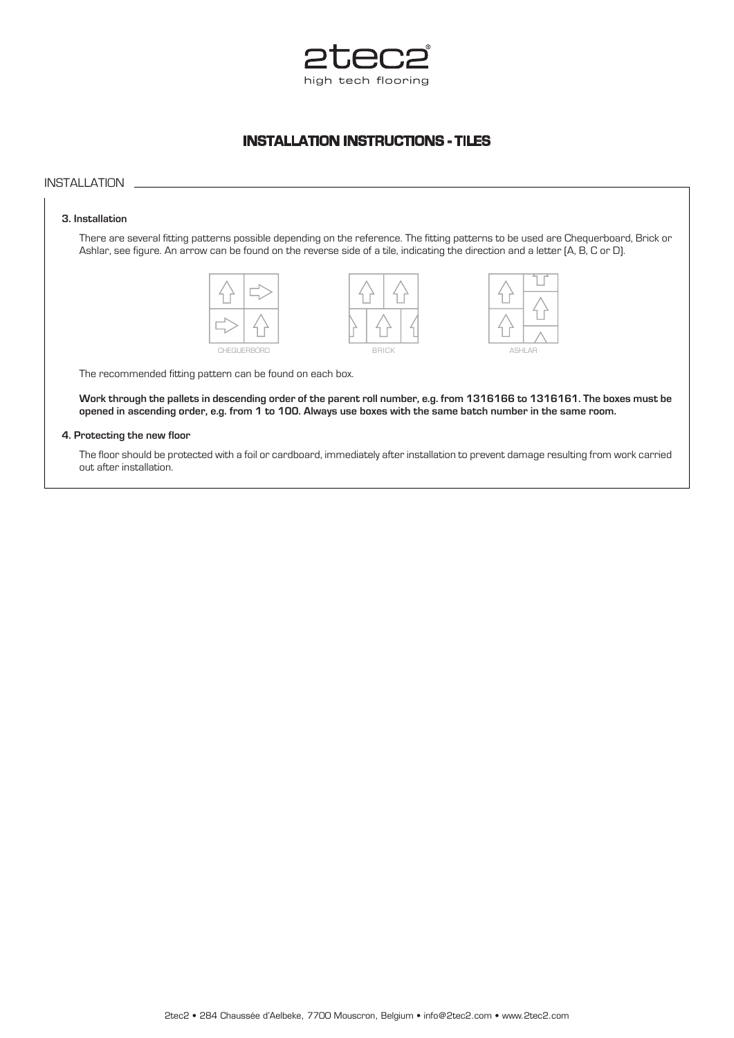# INSTALLATION INSTRUCTIONS - TILES

## INSTALLATION

### 3. Installation

There are several fitting patterns possible depending on the reference. The fitting patterns to be used are Chequerboard, Brick or Ashlar, see figure. An arrow can be found on the reverse side of a tile, indicating the direction and a letter (A, B, C or D).

CHEQUERBORD

BRICK

ASHLAR

The recommended fitting pattern can be found on each box.

**Work through the pallets in descending order of the parent roll number, e.g. from 1316166 to 1316161. The boxes must be opened in ascending order, e.g. from 1 to 100. Always use boxes with the same batch number in the same room.**

### 4. Protecting the new floor

The floor should be protected with a foil or cardboard, immediately after installation to prevent damage resulting from work carried out after installation.

2tec2 • 284 Chaussée d'Aelbeke, 7700 Mouscron, Belgium • info@2tec2.com • www.2tec2.com